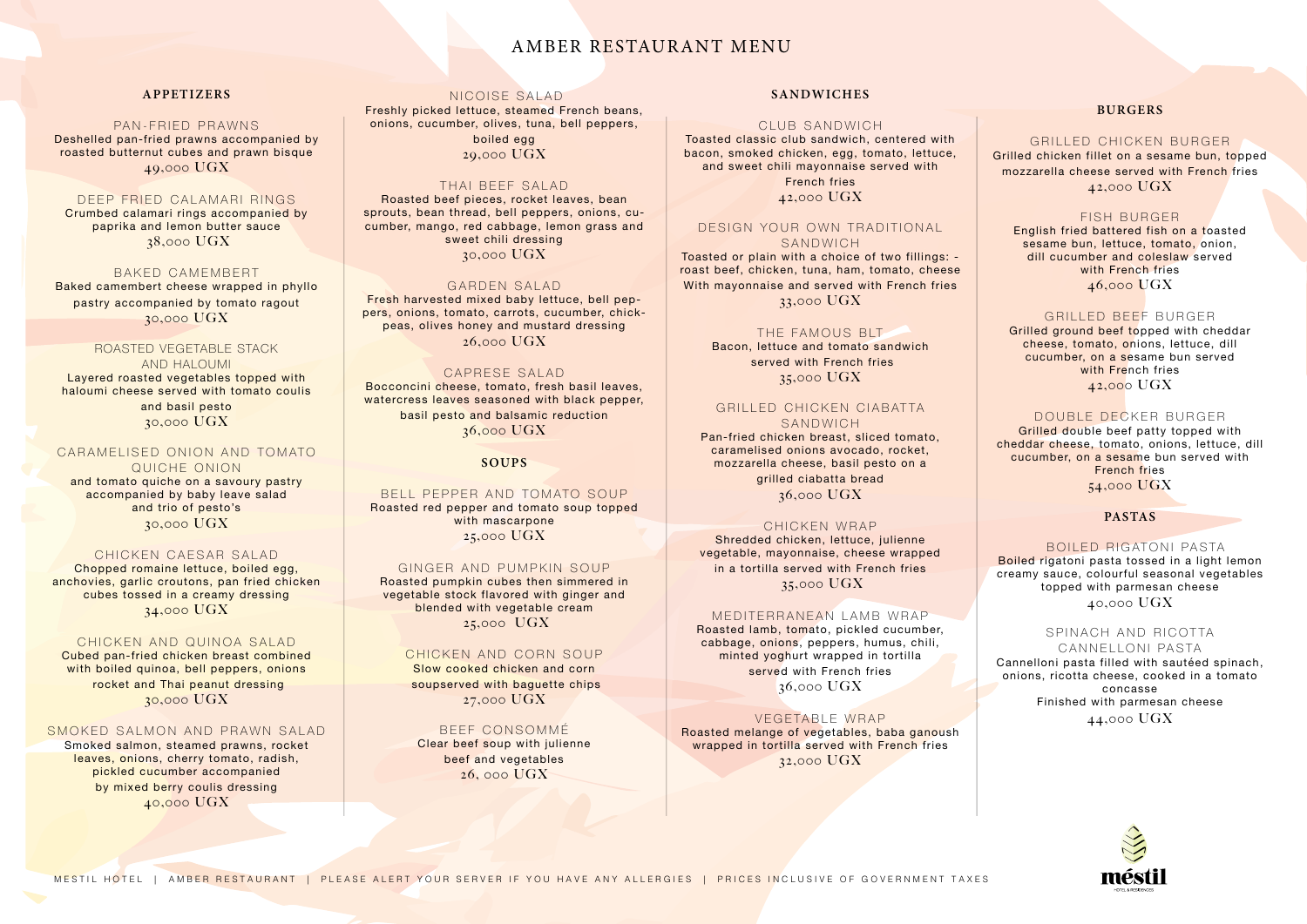# AMBER RESTAURANT MENU

## APPETIZERS

### PAN-FRIED PRAWNS

Deshelled pan-fried prawns accompanied by roasted butternut cubes and prawn bisque

49,000 UGX

### DEEP FRIED CALAMARI RINGS

Crumbed calamari rings accompanied by paprika and lemon butter sauce

38,000 UGX

### BAKED CAMEMBERT

Baked camembert cheese wrapped in phyllo pastry accompanied by tomato ragout

30,000 UGX

### ROASTED VEGETABLE STACK AND HALOUMI

Layered roasted vegetables topped with haloumi cheese served with tomato coulis and basil pesto

30,000 UGX

### CARAMELISED ONION AND TOMATO QUICHE ONION

and tomato quiche on a savoury pastry accompanied by baby leave salad and trio of pesto's

30,000 UGX

### CHICKEN CAESAR SALAD

Chopped romaine lettuce, boiled egg, anchovies, garlic croutons, pan fried chicken cubes tossed in a creamy dressing

34,000 UGX

### CHICKEN AND QUINOA SALAD

Cubed pan-fried chicken breast combined with boiled quinoa, bell peppers, onions rocket and Thai peanut dressing

30,000 UGX

### SMOKED SALMON AND PRAWN SALAD

Smoked salmon, steamed prawns, rocket leaves, onions, cherry tomato, radish, pickled cucumber accompanied by mixed berry coulis dressing

40,000 UGX

### NICOISE SALAD

Freshly picked lettuce, steamed French beans, onions, cucumber, olives, tuna, bell peppers, boiled egg

29,000 UGX

### THAI BEEF SALAD

Roasted beef pieces, rocket leaves, bean sprouts, bean thread, bell peppers, onions, cucumber, mango, red cabbage, lemon grass and sweet chili dressing

30,000 UGX

### GARDEN SALAD

Fresh harvested mixed baby lettuce, bell peppers, onions, tomato, carrots, cucumber, chick-peas, olives honey and mustard dressing

26,000 UGX

### CAPRESE SALAD

Bocconcini cheese, tomato, fresh basil leaves, watercress leaves seasoned with black pepper, basil pesto and balsamic reduction

36,000 UGX

## SOUPS

### BELL PEPPER AND TOMATO SOUP

Roasted red pepper and tomato soup topped with mascarpone

25,000 UGX

### GINGER AND PUMPKIN SOUP

Roasted pumpkin cubes then simmered in vegetable stock flavored with ginger and blended with vegetable cream

25,000 UGX

### CHICKEN AND CORN SOUP

Slow cooked chicken and corn soupserved with baguette chips

27,000 UGX

### BEEF CONSOMMÉ

Clear beef soup with julienne beef and vegetables

26, 000 UGX

## SANDWICHES

### CLUB SANDWICH

Toasted classic club sandwich, centered with bacon, smoked chicken, egg, tomato, lettuce, and sweet chili mayonnaise served with French fries

42,000 UGX

### DESIGN YOUR OWN TRADITIONAL SANDWICH

Toasted or plain with a choice of two fillings: - roast beef, chicken, tuna, ham, tomato, cheese With mayonnaise and served with French fries

33,000 UGX

### THE FAMOUS BLT

Bacon, lettuce and tomato sandwich served with French fries

35,000 UGX

### GRILLED CHICKEN CIABATTA SANDWICH

Pan-fried chicken breast, sliced tomato, caramelised onions avocado, rocket, mozzarella cheese, basil pesto on a grilled ciabatta bread

36,000 UGX

### CHICKEN WRAP

Shredded chicken, lettuce, julienne vegetable, mayonnaise, cheese wrapped in a tortilla served with French fries

35,000 UGX

### MEDITERRANEAN LAMB WRAP

Roasted lamb, tomato, pickled cucumber, cabbage, onions, peppers, humus, chili, minted yoghurt wrapped in tortilla served with French fries

36,000 UGX

### VEGETABLE WRAP

Roasted melange of vegetables, baba ganoush wrapped in tortilla served with French fries

32,000 UGX

## BURGERS

### GRILLED CHICKEN BURGER

Grilled chicken fillet on a sesame bun, topped mozzarella cheese served with French fries

42,000 UGX

### FISH BURGER

English fried battered fish on a toasted sesame bun, lettuce, tomato, onion, dill cucumber and coleslaw served with French fries

46,000 UGX

### GRILLED BEEF BURGER

Grilled ground beef topped with cheddar cheese, tomato, onions, lettuce, dill cucumber, on a sesame bun served with French fries

42,000 UGX

### DOUBLE DECKER BURGER

Grilled double beef patty topped with cheddar cheese, tomato, onions, lettuce, dill cucumber, on a sesame bun served with French fries

54,000 UGX

## PASTAS

### BOILED RIGATONI PASTA

Boiled rigatoni pasta tossed in a light lemon creamy sauce, colourful seasonal vegetables topped with parmesan cheese

40,000 UGX

### SPINACH AND RICOTTA CANNELLONI PASTA

Cannelloni pasta filled with sautéed spinach, onions, ricotta cheese, cooked in a tomato concasse
Finished with parmesan cheese

44,000 UGX

MESTIL HOTEL | AMBER RESTAURANT | PLEASE ALERT YOUR SERVER IF YOU HAVE ANY ALLERGIES | PRICES INCLUSIVE OF GOVERNMENT TAXES

méstil
HOTEL & RESIDENCES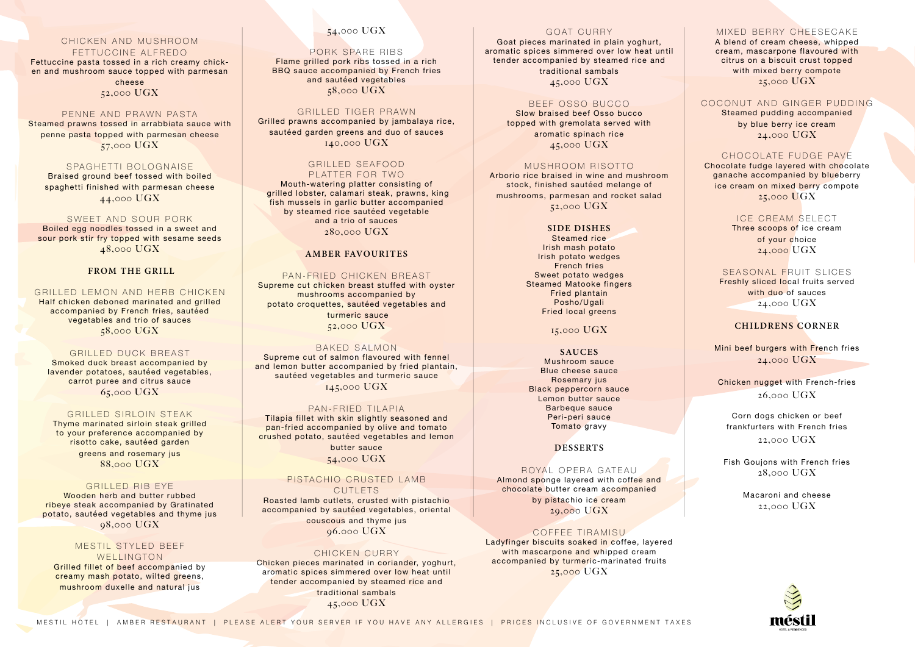### CHICKEN AND MUSHROOM FETTUCCINE ALFREDO

Fettucine pasta tossed in a rich creamy chick-en and mushroom sauce topped with parmesan cheese

52,000 UGX

### PENNE AND PRAWN PASTA

Steamed prawns tossed in arrabbiata sauce with penne pasta topped with parmesan cheese

57,000 UGX

### SPAGHETTI BOLOGNAISE

Braised ground beef tossed with boiled spaghetti finished with parmesan cheese

44,000 UGX

### SWEET AND SOUR PORK

Boiled egg noodles tossed in a sweet and sour pork stir fry topped with sesame seeds

48,000 UGX

## FROM THE GRILL

### GRILLED LEMON AND HERB CHICKEN

Half chicken deboned marinated and grilled accompanied by French fries, sautéed vegetables and trio of sauces

58,000 UGX

### GRILLED DUCK BREAST

Smoked duck breast accompanied by lavender potatoes, sautéed vegetables, carrot puree and citrus sauce

65,000 UGX

### GRILLED SIRLOIN STEAK

Thyme marinated sirloin steak grilled to your preference accompanied by risotto cake, sautéed garden greens and rosemary jus

88,000 UGX

### GRILLED RIB EYE

Wooden herb and butter rubbed ribeye steak accompanied by Gratinated potato, sautéed vegetables and thyme jus

98,000 UGX

### MESTIL STYLED BEEF WELLINGTON

Grilled fillet of beef accompanied by creamy mash potato, wilted greens, mushroom duxelle and natural jus

54,000 UGX

### PORK SPARE RIBS

Flame grilled pork ribs tossed in a rich BBQ sauce accompanied by French fries and sautéed vegetables

58,000 UGX

### GRILLED TIGER PRAWN

Grilled prawns accompanied by jambalaya rice, sautéed garden greens and duo of sauces

140,000 UGX

### GRILLED SEAFOOD PLATTER FOR TWO

Mouth-watering platter consisting of grilled lobster, calamari steak, prawns, king fish mussels in garlic butter accompanied by steamed rice sautéed vegetable and a trio of sauces

280,000 UGX

## AMBER FAVOURITES

### PAN-FRIED CHICKEN BREAST

Supreme cut chicken breast stuffed with oyster mushrooms accompanied by potato croquettes, sautéed vegetables and turmeric sauce

52,000 UGX

### BAKED SALMON

Supreme cut of salmon flavoured with fennel and lemon butter accompanied by fried plantain, sautéed vegetables and turmeric sauce

145,000 UGX

### PAN-FRIED TILAPIA

Tilapia fillet with skin slightly seasoned and pan-fried accompanied by olive and tomato crushed potato, sautéed vegetables and lemon butter sauce

54,000 UGX

### PISTACHIO CRUSTED LAMB CUTLETS

Roasted lamb cutlets, crusted with pistachio accompanied by sautéed vegetables, oriental couscous and thyme jus

96.000 UGX

### CHICKEN CURRY

Chicken pieces marinated in coriander, yoghurt, aromatic spices simmered over low heat until tender accompanied by steamed rice and traditional sambals

45,000 UGX

### GOAT CURRY

Goat pieces marinated in plain yoghurt, aromatic spices simmered over low heat until tender accompanied by steamed rice and traditional sambals

45,000 UGX

### BEEF OSSO BUCCO

Slow braised beef Osso bucco topped with gremolata served with aromatic spinach rice

45,000 UGX

### MUSHROOM RISOTTO

Arborio rice braised in wine and mushroom stock, finished sautéed melange of mushrooms, parmesan and rocket salad

52,000 UGX

## SIDE DISHES

Steamed rice
Irish mash potato
Irish potato wedges
French fries
Sweet potato wedges
Steamed Matooke fingers
Fried plantain
Posho/Ugali
Fried local greens

15,000 UGX

## SAUCES

Mushroom sauce
Blue cheese sauce
Rosemary jus
Black peppercorn sauce
Lemon butter sauce
Barbeque sauce
Peri-peri sauce
Tomato gravy

## DESSERTS

### ROYAL OPERA GATEAU

Almond sponge layered with coffee and chocolate butter cream accompanied by pistachio ice cream

29,000 UGX

### COFFEE TIRAMISU

Ladyfinger biscuits soaked in coffee, layered with mascarpone and whipped cream accompanied by turmeric-marinated fruits

25,000 UGX

### MIXED BERRY CHEESECAKE

A blend of cream cheese, whipped cream, mascarpone flavoured with citrus on a biscuit crust topped with mixed berry compote

25,000 UGX

### COCONUT AND GINGER PUDDING

Steamed pudding accompanied by blue berry ice cream

24,000 UGX

### CHOCOLATE FUDGE PAVE

Chocolate fudge layered with chocolate ganache accompanied by blueberry ice cream on mixed berry compote

25,000 UGX

### ICE CREAM SELECT

Three scoops of ice cream of your choice

24,000 UGX

### SEASONAL FRUIT SLICES

Freshly sliced local fruits served with duo of sauces

24,000 UGX

## CHILDRENS CORNER

Mini beef burgers with French fries
24,000 UGX

Chicken nugget with French-fries
26,000 UGX

Corn dogs chicken or beef frankfurters with French fries
22,000 UGX

Fish Goujons with French fries
28,000 UGX

Macaroni and cheese
22,000 UGX

MESTIL HOTEL | AMBER RESTAURANT | PLEASE ALERT YOUR SERVER IF YOU HAVE ANY ALLERGIES | PRICES INCLUSIVE OF GOVERNMENT TAXES

méstil
HOTEL & RESIDENCES